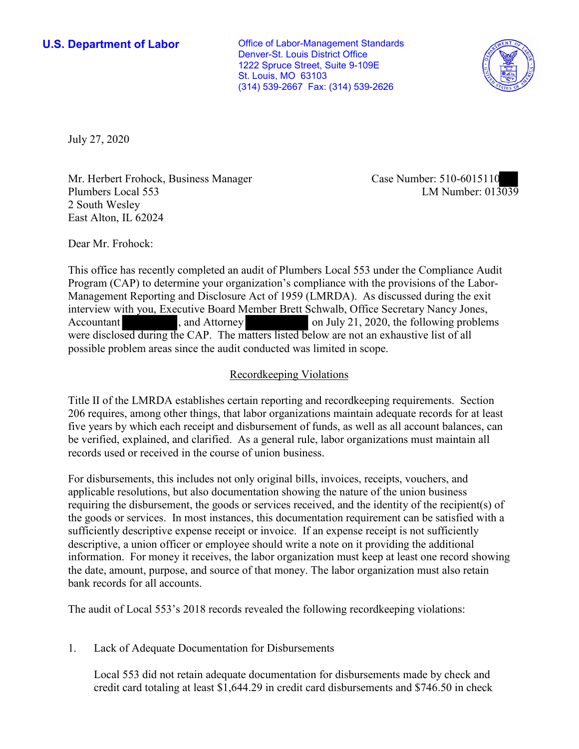**U.S. Department of Labor**

Office of Labor-Management Standards
Denver-St. Louis District Office
1222 Spruce Street, Suite 9-109E
St. Louis, MO 63103
(314) 539-2667 Fax: (314) 539-2626

July 27, 2020

Mr. Herbert Frohock, Business Manager
Plumbers Local 553
2 South Wesley
East Alton, IL 62024

Case Number: 510-6015110
LM Number: 013039

Dear Mr. Frohock:

This office has recently completed an audit of Plumbers Local 553 under the Compliance Audit Program (CAP) to determine your organization's compliance with the provisions of the Labor-Management Reporting and Disclosure Act of 1959 (LMRDA). As discussed during the exit interview with you, Executive Board Member Brett Schwalb, Office Secretary Nancy Jones, Accountant , and Attorney on July 21, 2020, the following problems were disclosed during the CAP. The matters listed below are not an exhaustive list of all possible problem areas since the audit conducted was limited in scope.

## Recordkeeping Violations

Title II of the LMRDA establishes certain reporting and recordkeeping requirements. Section 206 requires, among other things, that labor organizations maintain adequate records for at least five years by which each receipt and disbursement of funds, as well as all account balances, can be verified, explained, and clarified. As a general rule, labor organizations must maintain all records used or received in the course of union business.

For disbursements, this includes not only original bills, invoices, receipts, vouchers, and applicable resolutions, but also documentation showing the nature of the union business requiring the disbursement, the goods or services received, and the identity of the recipient(s) of the goods or services. In most instances, this documentation requirement can be satisfied with a sufficiently descriptive expense receipt or invoice. If an expense receipt is not sufficiently descriptive, a union officer or employee should write a note on it providing the additional information. For money it receives, the labor organization must keep at least one record showing the date, amount, purpose, and source of that money. The labor organization must also retain bank records for all accounts.

The audit of Local 553's 2018 records revealed the following recordkeeping violations:

1. Lack of Adequate Documentation for Disbursements

   Local 553 did not retain adequate documentation for disbursements made by check and credit card totaling at least $1,644.29 in credit card disbursements and $746.50 in check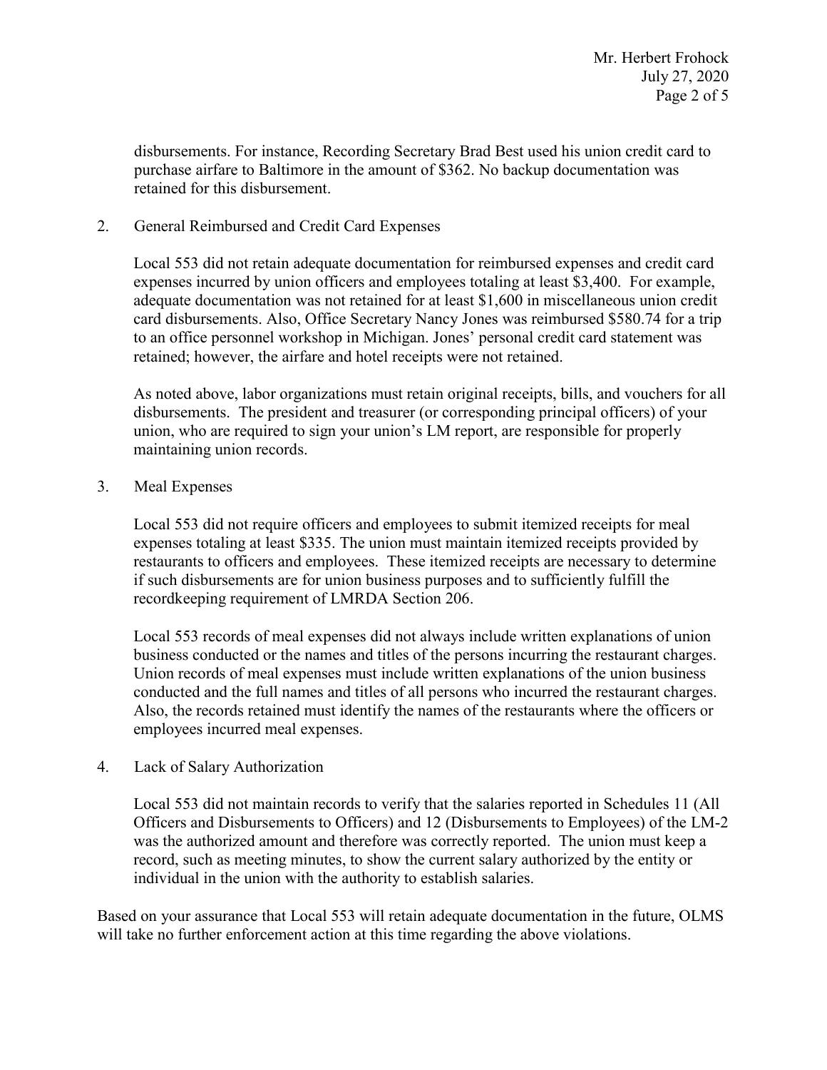disbursements. For instance, Recording Secretary Brad Best used his union credit card to purchase airfare to Baltimore in the amount of $362. No backup documentation was retained for this disbursement.

2. General Reimbursed and Credit Card Expenses

   Local 553 did not retain adequate documentation for reimbursed expenses and credit card expenses incurred by union officers and employees totaling at least $3,400. For example, adequate documentation was not retained for at least $1,600 in miscellaneous union credit card disbursements. Also, Office Secretary Nancy Jones was reimbursed $580.74 for a trip to an office personnel workshop in Michigan. Jones' personal credit card statement was retained; however, the airfare and hotel receipts were not retained.

   As noted above, labor organizations must retain original receipts, bills, and vouchers for all disbursements. The president and treasurer (or corresponding principal officers) of your union, who are required to sign your union's LM report, are responsible for properly maintaining union records.

3. Meal Expenses

   Local 553 did not require officers and employees to submit itemized receipts for meal expenses totaling at least $335. The union must maintain itemized receipts provided by restaurants to officers and employees. These itemized receipts are necessary to determine if such disbursements are for union business purposes and to sufficiently fulfill the recordkeeping requirement of LMRDA Section 206.

   Local 553 records of meal expenses did not always include written explanations of union business conducted or the names and titles of the persons incurring the restaurant charges. Union records of meal expenses must include written explanations of the union business conducted and the full names and titles of all persons who incurred the restaurant charges. Also, the records retained must identify the names of the restaurants where the officers or employees incurred meal expenses.

4. Lack of Salary Authorization

   Local 553 did not maintain records to verify that the salaries reported in Schedules 11 (All Officers and Disbursements to Officers) and 12 (Disbursements to Employees) of the LM-2 was the authorized amount and therefore was correctly reported. The union must keep a record, such as meeting minutes, to show the current salary authorized by the entity or individual in the union with the authority to establish salaries.

Based on your assurance that Local 553 will retain adequate documentation in the future, OLMS will take no further enforcement action at this time regarding the above violations.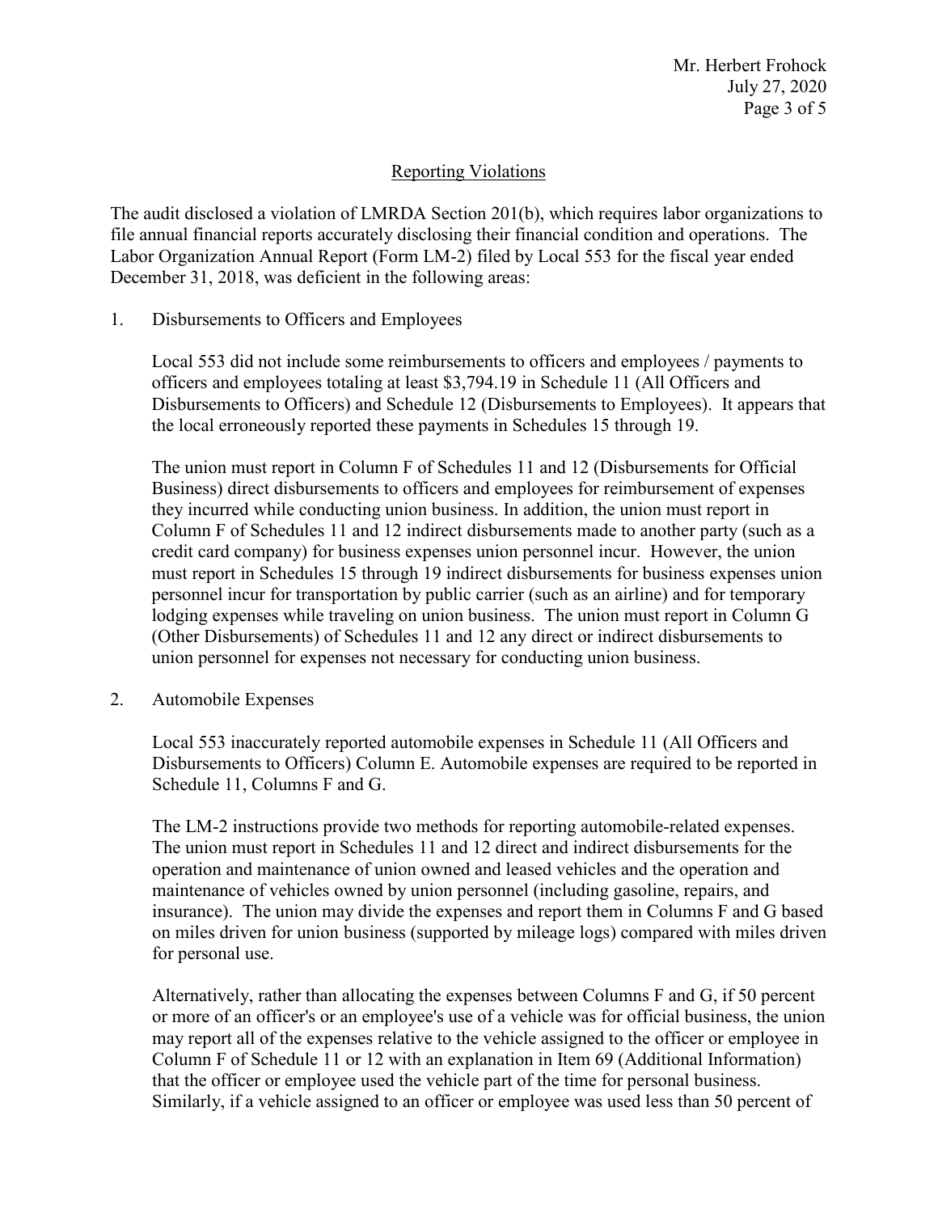## Reporting Violations

The audit disclosed a violation of LMRDA Section 201(b), which requires labor organizations to file annual financial reports accurately disclosing their financial condition and operations. The Labor Organization Annual Report (Form LM-2) filed by Local 553 for the fiscal year ended December 31, 2018, was deficient in the following areas:

1. Disbursements to Officers and Employees

   Local 553 did not include some reimbursements to officers and employees / payments to officers and employees totaling at least $3,794.19 in Schedule 11 (All Officers and Disbursements to Officers) and Schedule 12 (Disbursements to Employees). It appears that the local erroneously reported these payments in Schedules 15 through 19.

   The union must report in Column F of Schedules 11 and 12 (Disbursements for Official Business) direct disbursements to officers and employees for reimbursement of expenses they incurred while conducting union business. In addition, the union must report in Column F of Schedules 11 and 12 indirect disbursements made to another party (such as a credit card company) for business expenses union personnel incur. However, the union must report in Schedules 15 through 19 indirect disbursements for business expenses union personnel incur for transportation by public carrier (such as an airline) and for temporary lodging expenses while traveling on union business. The union must report in Column G (Other Disbursements) of Schedules 11 and 12 any direct or indirect disbursements to union personnel for expenses not necessary for conducting union business.

2. Automobile Expenses

   Local 553 inaccurately reported automobile expenses in Schedule 11 (All Officers and Disbursements to Officers) Column E. Automobile expenses are required to be reported in Schedule 11, Columns F and G.

   The LM-2 instructions provide two methods for reporting automobile-related expenses. The union must report in Schedules 11 and 12 direct and indirect disbursements for the operation and maintenance of union owned and leased vehicles and the operation and maintenance of vehicles owned by union personnel (including gasoline, repairs, and insurance). The union may divide the expenses and report them in Columns F and G based on miles driven for union business (supported by mileage logs) compared with miles driven for personal use.

   Alternatively, rather than allocating the expenses between Columns F and G, if 50 percent or more of an officer's or an employee's use of a vehicle was for official business, the union may report all of the expenses relative to the vehicle assigned to the officer or employee in Column F of Schedule 11 or 12 with an explanation in Item 69 (Additional Information) that the officer or employee used the vehicle part of the time for personal business. Similarly, if a vehicle assigned to an officer or employee was used less than 50 percent of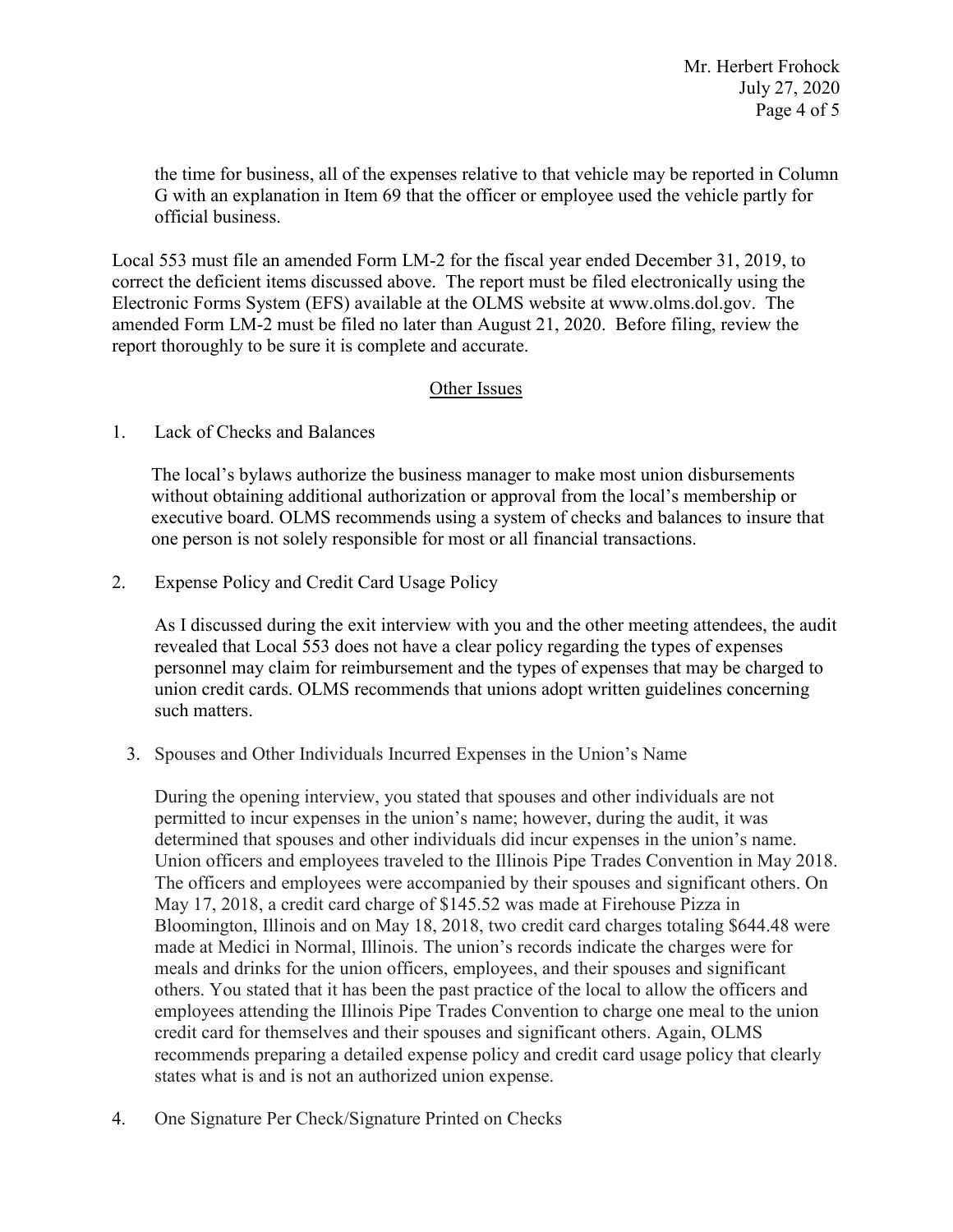the time for business, all of the expenses relative to that vehicle may be reported in Column G with an explanation in Item 69 that the officer or employee used the vehicle partly for official business.

Local 553 must file an amended Form LM-2 for the fiscal year ended December 31, 2019, to correct the deficient items discussed above. The report must be filed electronically using the Electronic Forms System (EFS) available at the OLMS website at www.olms.dol.gov. The amended Form LM-2 must be filed no later than August 21, 2020. Before filing, review the report thoroughly to be sure it is complete and accurate.

## Other Issues

1. Lack of Checks and Balances

   The local's bylaws authorize the business manager to make most union disbursements without obtaining additional authorization or approval from the local's membership or executive board. OLMS recommends using a system of checks and balances to insure that one person is not solely responsible for most or all financial transactions.

2. Expense Policy and Credit Card Usage Policy

   As I discussed during the exit interview with you and the other meeting attendees, the audit revealed that Local 553 does not have a clear policy regarding the types of expenses personnel may claim for reimbursement and the types of expenses that may be charged to union credit cards. OLMS recommends that unions adopt written guidelines concerning such matters.

3. Spouses and Other Individuals Incurred Expenses in the Union's Name

   During the opening interview, you stated that spouses and other individuals are not permitted to incur expenses in the union's name; however, during the audit, it was determined that spouses and other individuals did incur expenses in the union's name. Union officers and employees traveled to the Illinois Pipe Trades Convention in May 2018. The officers and employees were accompanied by their spouses and significant others. On May 17, 2018, a credit card charge of $145.52 was made at Firehouse Pizza in Bloomington, Illinois and on May 18, 2018, two credit card charges totaling $644.48 were made at Medici in Normal, Illinois. The union's records indicate the charges were for meals and drinks for the union officers, employees, and their spouses and significant others. You stated that it has been the past practice of the local to allow the officers and employees attending the Illinois Pipe Trades Convention to charge one meal to the union credit card for themselves and their spouses and significant others. Again, OLMS recommends preparing a detailed expense policy and credit card usage policy that clearly states what is and is not an authorized union expense.

4. One Signature Per Check/Signature Printed on Checks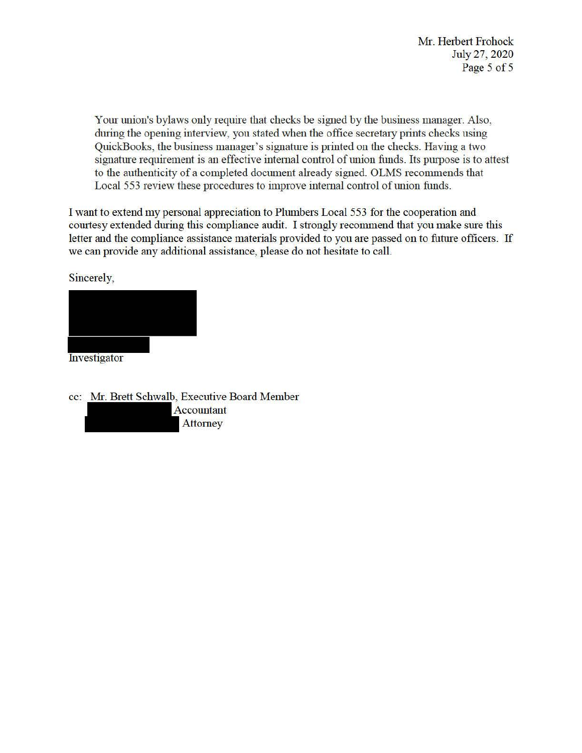Your union's bylaws only require that checks be signed by the business manager. Also, during the opening interview, you stated when the office secretary prints checks using QuickBooks, the business manager's signature is printed on the checks. Having a two signature requirement is an effective internal control of union funds. Its purpose is to attest to the authenticity of a completed document already signed. OLMS recommends that Local 553 review these procedures to improve internal control of union funds.

I want to extend my personal appreciation to Plumbers Local 553 for the cooperation and courtesy extended during this compliance audit. I strongly recommend that you make sure this letter and the compliance assistance materials provided to you are passed on to future officers. If we can provide any additional assistance, please do not hesitate to call.

Sincerely,

Investigator

cc: Mr. Brett Schwalb, Executive Board Member
Accountant
Attorney